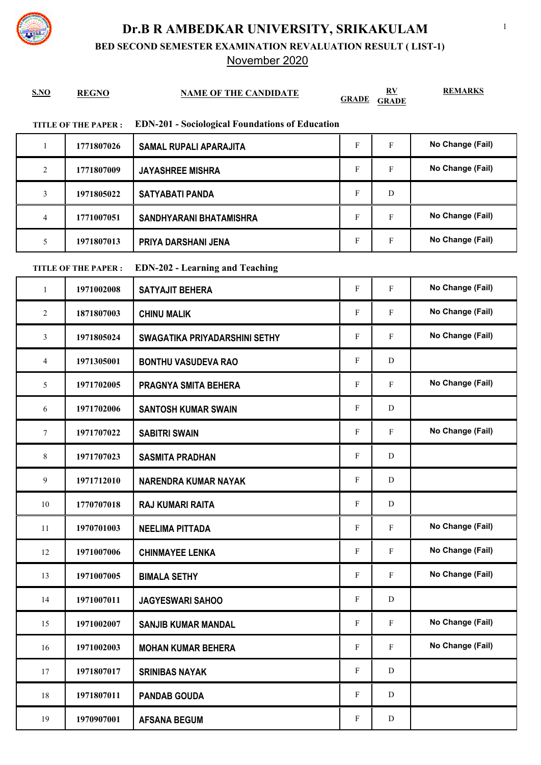# Dr.B R AMBEDKAR UNIVERSITY, SRIKAKULAM

## BED SECOND SEMESTER EXAMINATION REVALUATION RESULT ( LIST-1)

November 2020

**TITLE OF THE PAPER : EDN-201 - Sociological Foundations of Education**

| S.NO | REGNO | NAME OF THE CANDIDATE | GRADE | RV GRADE | REMARKS |
|---|---|---|---|---|---|
| 1 | 1771807026 | SAMAL RUPALI APARAJITA | F | F | No Change (Fail) |
| 2 | 1771807009 | JAYASHREE MISHRA | F | F | No Change (Fail) |
| 3 | 1971805022 | SATYABATI PANDA | F | D | |
| 4 | 1771007051 | SANDHYARANI BHATAMISHRA | F | F | No Change (Fail) |
| 5 | 1971807013 | PRIYA DARSHANI JENA | F | F | No Change (Fail) |

**TITLE OF THE PAPER : EDN-202 - Learning and Teaching**

| S.NO | REGNO | NAME OF THE CANDIDATE | GRADE | RV GRADE | REMARKS |
|---|---|---|---|---|---|
| 1 | 1971002008 | SATYAJIT BEHERA | F | F | No Change (Fail) |
| 2 | 1871807003 | CHINU MALIK | F | F | No Change (Fail) |
| 3 | 1971805024 | SWAGATIKA PRIYADARSHINI SETHY | F | F | No Change (Fail) |
| 4 | 1971305001 | BONTHU VASUDEVA RAO | F | D | |
| 5 | 1971702005 | PRAGNYA SMITA BEHERA | F | F | No Change (Fail) |
| 6 | 1971702006 | SANTOSH KUMAR SWAIN | F | D | |
| 7 | 1971707022 | SABITRI SWAIN | F | F | No Change (Fail) |
| 8 | 1971707023 | SASMITA PRADHAN | F | D | |
| 9 | 1971712010 | NARENDRA KUMAR NAYAK | F | D | |
| 10 | 1770707018 | RAJ KUMARI RAITA | F | D | |
| 11 | 1970701003 | NEELIMA PITTADA | F | F | No Change (Fail) |
| 12 | 1971007006 | CHINMAYEE LENKA | F | F | No Change (Fail) |
| 13 | 1971007005 | BIMALA SETHY | F | F | No Change (Fail) |
| 14 | 1971007011 | JAGYESWARI SAHOO | F | D | |
| 15 | 1971002007 | SANJIB KUMAR MANDAL | F | F | No Change (Fail) |
| 16 | 1971002003 | MOHAN KUMAR BEHERA | F | F | No Change (Fail) |
| 17 | 1971807017 | SRINIBAS NAYAK | F | D | |
| 18 | 1971807011 | PANDAB GOUDA | F | D | |
| 19 | 1970907001 | AFSANA BEGUM | F | D | |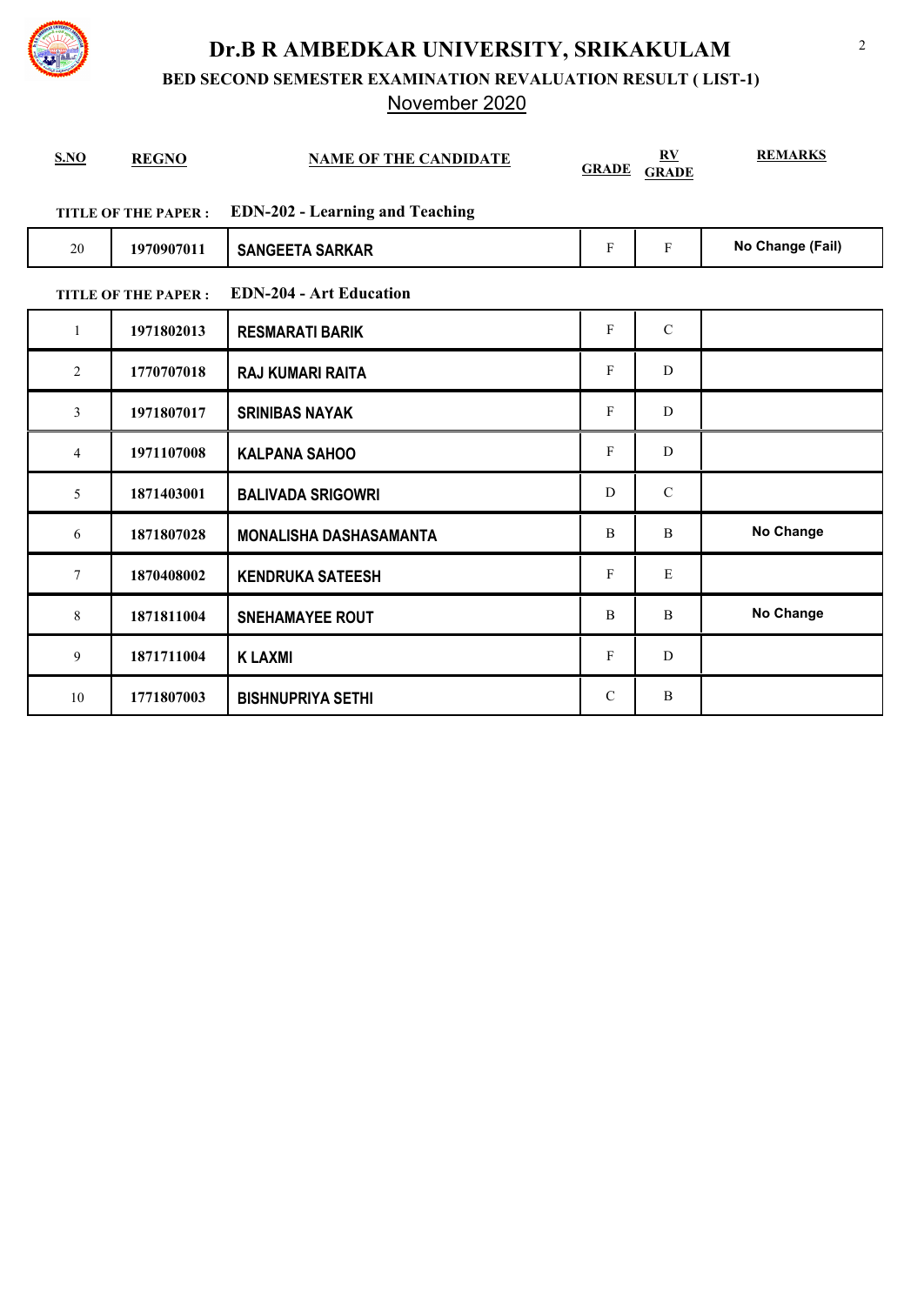# Dr.B R AMBEDKAR UNIVERSITY, SRIKAKULAM

## BED SECOND SEMESTER EXAMINATION REVALUATION RESULT ( LIST-1)

November 2020

**TITLE OF THE PAPER :** EDN-202 - Learning and Teaching

| S.NO | REGNO | NAME OF THE CANDIDATE | GRADE | RV GRADE | REMARKS |
|---|---|---|---|---|---|
| 20 | 1970907011 | SANGEETA SARKAR | F | F | No Change (Fail) |

**TITLE OF THE PAPER :** EDN-204 - Art Education

| S.NO | REGNO | NAME OF THE CANDIDATE | GRADE | RV GRADE | REMARKS |
|---|---|---|---|---|---|
| 1 | 1971802013 | RESMARATI BARIK | F | C | |
| 2 | 1770707018 | RAJ KUMARI RAITA | F | D | |
| 3 | 1971807017 | SRINIBAS NAYAK | F | D | |
| 4 | 1971107008 | KALPANA SAHOO | F | D | |
| 5 | 1871403001 | BALIVADA SRIGOWRI | D | C | |
| 6 | 1871807028 | MONALISHA DASHASAMANTA | B | B | No Change |
| 7 | 1870408002 | KENDRUKA SATEESH | F | E | |
| 8 | 1871811004 | SNEHAMAYEE ROUT | B | B | No Change |
| 9 | 1871711004 | K LAXMI | F | D | |
| 10 | 1771807003 | BISHNUPRIYA SETHI | C | B | |